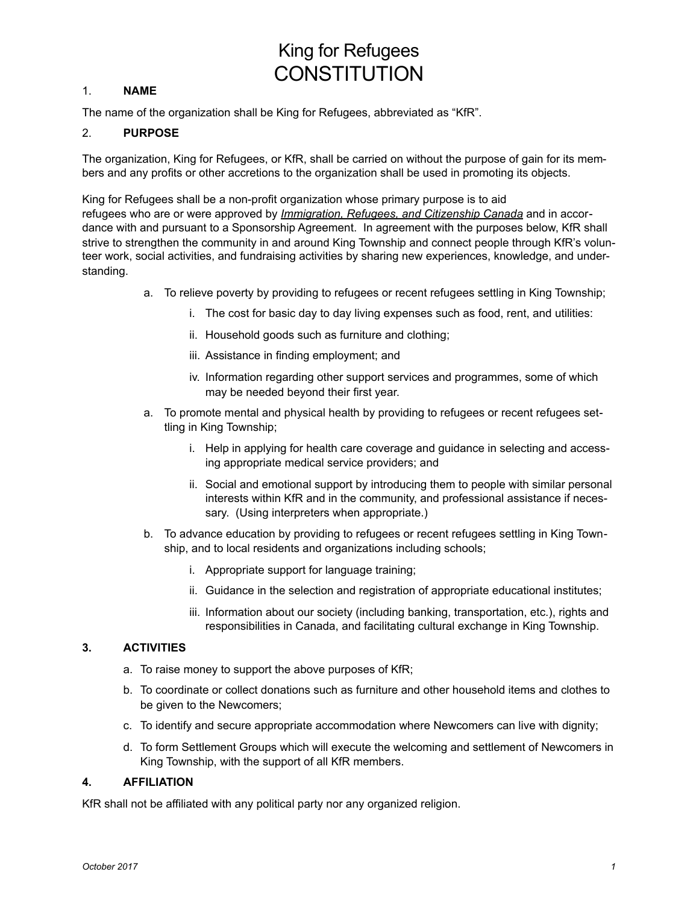# King for Refugees
# CONSTITUTION

1. **NAME**

The name of the organization shall be King for Refugees, abbreviated as “KfR”.

2. **PURPOSE**

The organization, King for Refugees, or KfR, shall be carried on without the purpose of gain for its members and any profits or other accretions to the organization shall be used in promoting its objects.

King for Refugees shall be a non-profit organization whose primary purpose is to aid refugees who are or were approved by ***Immigration, Refugees, and Citizenship Canada*** and in accordance with and pursuant to a Sponsorship Agreement. In agreement with the purposes below, KfR shall strive to strengthen the community in and around King Township and connect people through KfR’s volunteer work, social activities, and fundraising activities by sharing new experiences, knowledge, and understanding.

a. To relieve poverty by providing to refugees or recent refugees settling in King Township;

   i. The cost for basic day to day living expenses such as food, rent, and utilities:

   ii. Household goods such as furniture and clothing;

   iii. Assistance in finding employment; and

   iv. Information regarding other support services and programmes, some of which may be needed beyond their first year.

a. To promote mental and physical health by providing to refugees or recent refugees settling in King Township;

   i. Help in applying for health care coverage and guidance in selecting and accessing appropriate medical service providers; and

   ii. Social and emotional support by introducing them to people with similar personal interests within KfR and in the community, and professional assistance if necessary. (Using interpreters when appropriate.)

b. To advance education by providing to refugees or recent refugees settling in King Township, and to local residents and organizations including schools;

   i. Appropriate support for language training;

   ii. Guidance in the selection and registration of appropriate educational institutes;

   iii. Information about our society (including banking, transportation, etc.), rights and responsibilities in Canada, and facilitating cultural exchange in King Township.

**3. ACTIVITIES**

a. To raise money to support the above purposes of KfR;

b. To coordinate or collect donations such as furniture and other household items and clothes to be given to the Newcomers;

c. To identify and secure appropriate accommodation where Newcomers can live with dignity;

d. To form Settlement Groups which will execute the welcoming and settlement of Newcomers in King Township, with the support of all KfR members.

**4. AFFILIATION**

KfR shall not be affiliated with any political party nor any organized religion.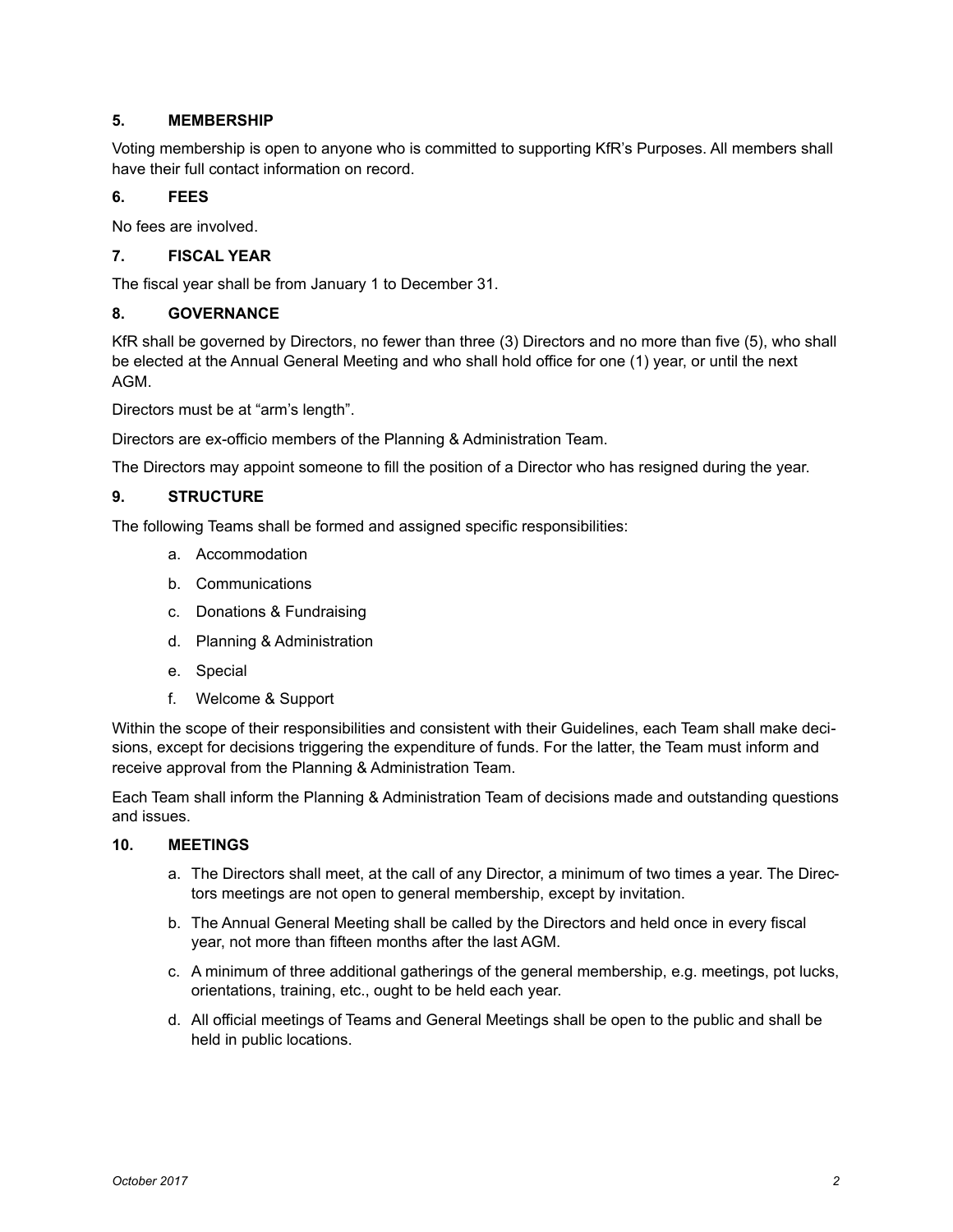## 5. MEMBERSHIP

Voting membership is open to anyone who is committed to supporting KfR's Purposes. All members shall have their full contact information on record.

## 6. FEES

No fees are involved.

## 7. FISCAL YEAR

The fiscal year shall be from January 1 to December 31.

## 8. GOVERNANCE

KfR shall be governed by Directors, no fewer than three (3) Directors and no more than five (5), who shall be elected at the Annual General Meeting and who shall hold office for one (1) year, or until the next AGM.

Directors must be at "arm's length".

Directors are ex-officio members of the Planning & Administration Team.

The Directors may appoint someone to fill the position of a Director who has resigned during the year.

## 9. STRUCTURE

The following Teams shall be formed and assigned specific responsibilities:

a. Accommodation

b. Communications

c. Donations & Fundraising

d. Planning & Administration

e. Special

f. Welcome & Support

Within the scope of their responsibilities and consistent with their Guidelines, each Team shall make decisions, except for decisions triggering the expenditure of funds. For the latter, the Team must inform and receive approval from the Planning & Administration Team.

Each Team shall inform the Planning & Administration Team of decisions made and outstanding questions and issues.

## 10. MEETINGS

a. The Directors shall meet, at the call of any Director, a minimum of two times a year. The Directors meetings are not open to general membership, except by invitation.

b. The Annual General Meeting shall be called by the Directors and held once in every fiscal year, not more than fifteen months after the last AGM.

c. A minimum of three additional gatherings of the general membership, e.g. meetings, pot lucks, orientations, training, etc., ought to be held each year.

d. All official meetings of Teams and General Meetings shall be open to the public and shall be held in public locations.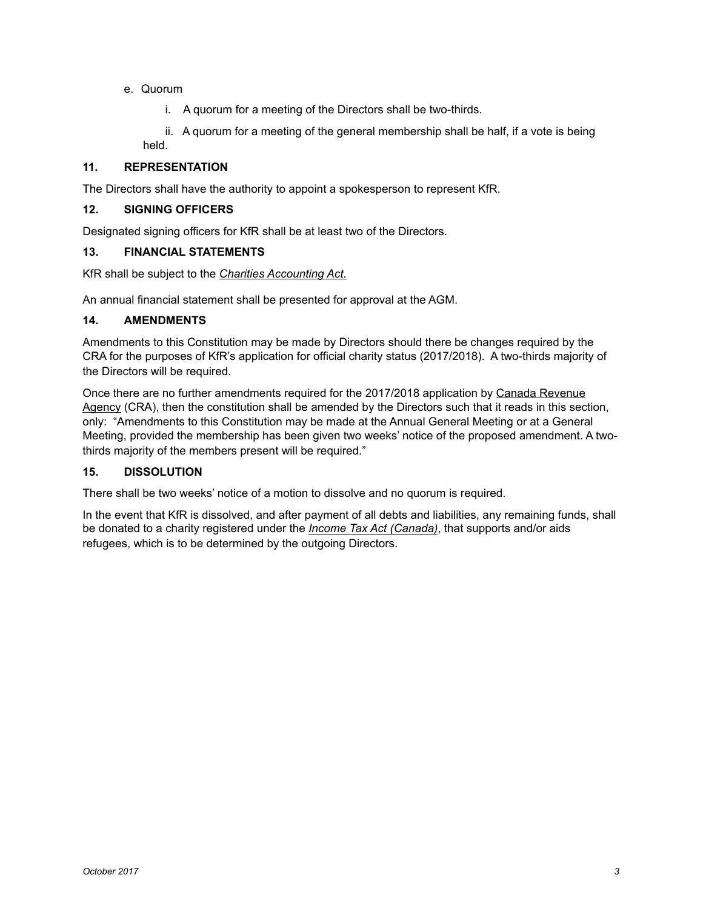e. Quorum

   i. A quorum for a meeting of the Directors shall be two-thirds.

   ii. A quorum for a meeting of the general membership shall be half, if a vote is being held.

### 11. REPRESENTATION

The Directors shall have the authority to appoint a spokesperson to represent KfR.

### 12. SIGNING OFFICERS

Designated signing officers for KfR shall be at least two of the Directors.

### 13. FINANCIAL STATEMENTS

KfR shall be subject to the *Charities Accounting Act.*

An annual financial statement shall be presented for approval at the AGM.

### 14. AMENDMENTS

Amendments to this Constitution may be made by Directors should there be changes required by the CRA for the purposes of KfR's application for official charity status (2017/2018). A two-thirds majority of the Directors will be required.

Once there are no further amendments required for the 2017/2018 application by Canada Revenue Agency (CRA), then the constitution shall be amended by the Directors such that it reads in this section, only: "Amendments to this Constitution may be made at the Annual General Meeting or at a General Meeting, provided the membership has been given two weeks' notice of the proposed amendment. A two-thirds majority of the members present will be required."

### 15. DISSOLUTION

There shall be two weeks' notice of a motion to dissolve and no quorum is required.

In the event that KfR is dissolved, and after payment of all debts and liabilities, any remaining funds, shall be donated to a charity registered under the *Income Tax Act (Canada)*, that supports and/or aids refugees, which is to be determined by the outgoing Directors.